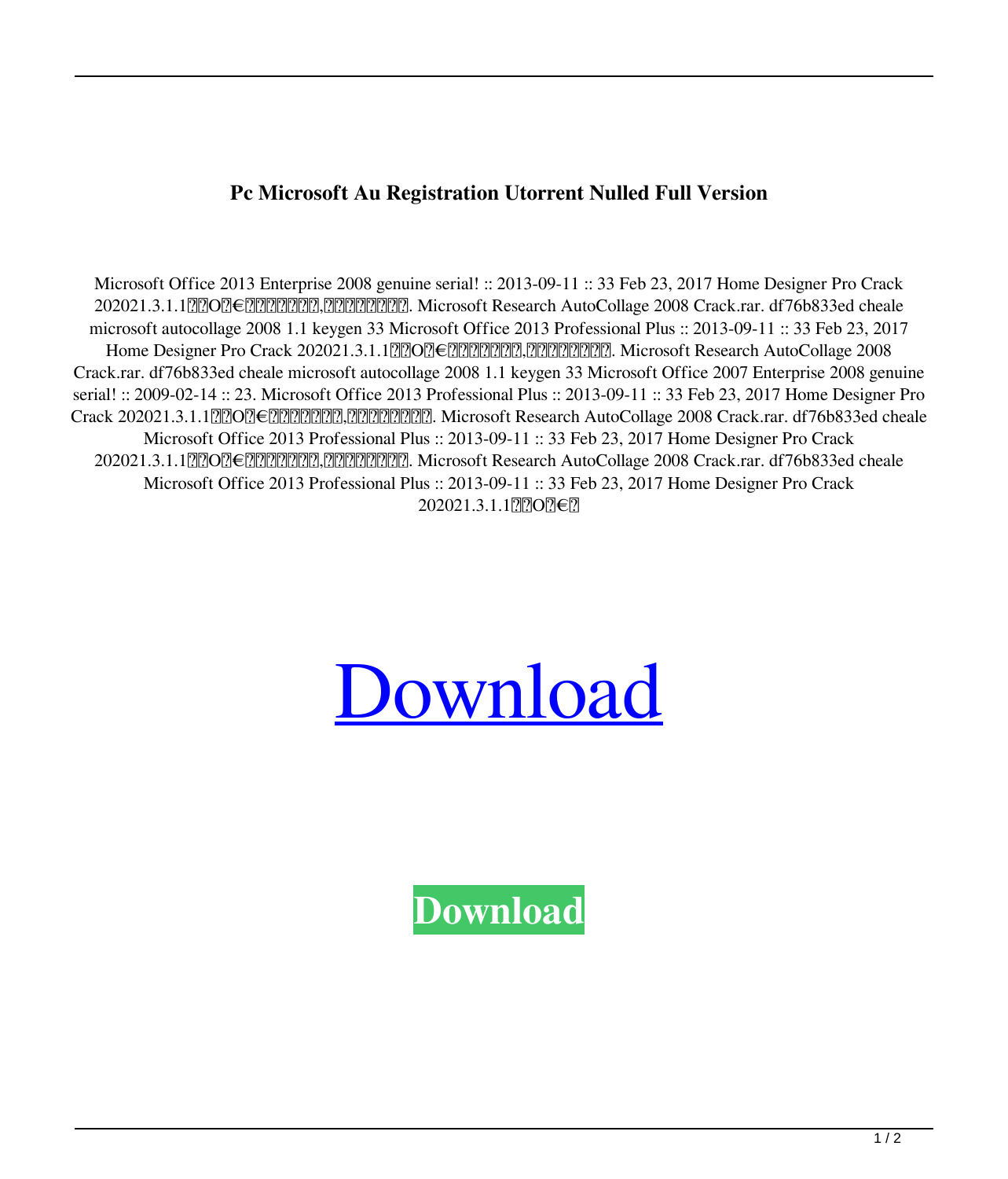**Pc Microsoft Au Registration Utorrent Nulled Full Version**

Microsoft Office 2013 Enterprise 2008 genuine serial! :: 2013-09-11 :: 33 Feb 23, 2017 Home Designer Pro Crack 202021.3.1.1??O?€??????????,??????????. Microsoft Research AutoCollage 2008 Crack.rar. df76b833ed cheale microsoft autocollage 2008 1.1 keygen 33 Microsoft Office 2013 Professional Plus :: 2013-09-11 :: 33 Feb 23, 2017 Home Designer Pro Crack 202021.3.1.1??O?€??????????,??????????. Microsoft Research AutoCollage 2008 Crack.rar. df76b833ed cheale microsoft autocollage 2008 1.1 keygen 33 Microsoft Office 2007 Enterprise 2008 genuine serial! :: 2009-02-14 :: 23. Microsoft Office 2013 Professional Plus :: 2013-09-11 :: 33 Feb 23, 2017 Home Designer Pro Crack 202021.3.1.1??O?€??????????,??????????. Microsoft Research AutoCollage 2008 Crack.rar. df76b833ed cheale Microsoft Office 2013 Professional Plus :: 2013-09-11 :: 33 Feb 23, 2017 Home Designer Pro Crack 202021.3.1.1??O?€??????????,??????????. Microsoft Research AutoCollage 2008 Crack.rar. df76b833ed cheale Microsoft Office 2013 Professional Plus :: 2013-09-11 :: 33 Feb 23, 2017 Home Designer Pro Crack 202021.3.1.1??O?€?

Download

Download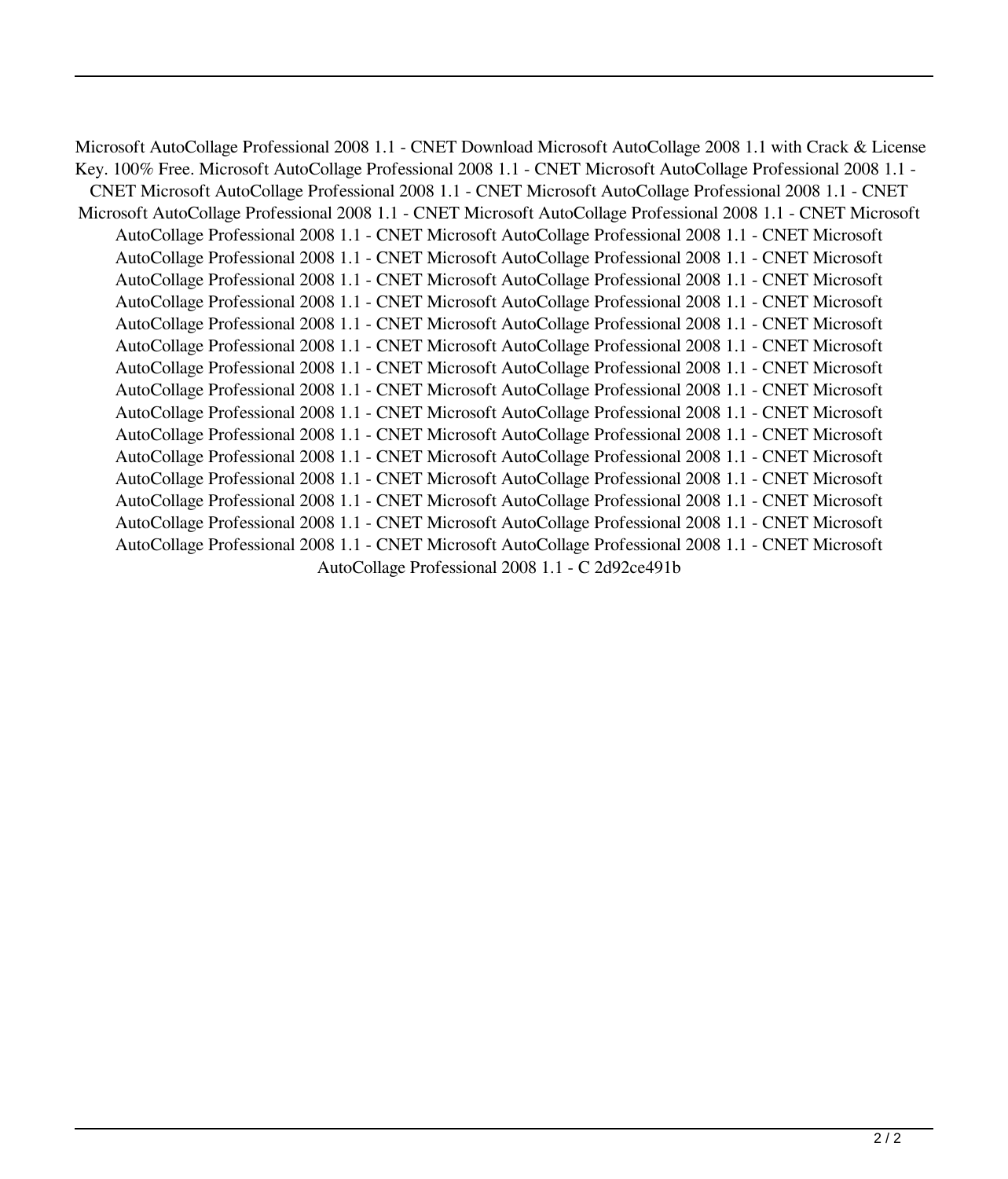Microsoft AutoCollage Professional 2008 1.1 - CNET Download Microsoft AutoCollage 2008 1.1 with Crack & License Key. 100% Free. Microsoft AutoCollage Professional 2008 1.1 - CNET Microsoft AutoCollage Professional 2008 1.1 - CNET Microsoft AutoCollage Professional 2008 1.1 - CNET Microsoft AutoCollage Professional 2008 1.1 - CNET Microsoft AutoCollage Professional 2008 1.1 - CNET Microsoft AutoCollage Professional 2008 1.1 - CNET Microsoft AutoCollage Professional 2008 1.1 - CNET Microsoft AutoCollage Professional 2008 1.1 - CNET Microsoft AutoCollage Professional 2008 1.1 - CNET Microsoft AutoCollage Professional 2008 1.1 - CNET Microsoft AutoCollage Professional 2008 1.1 - CNET Microsoft AutoCollage Professional 2008 1.1 - CNET Microsoft AutoCollage Professional 2008 1.1 - CNET Microsoft AutoCollage Professional 2008 1.1 - CNET Microsoft AutoCollage Professional 2008 1.1 - CNET Microsoft AutoCollage Professional 2008 1.1 - CNET Microsoft AutoCollage Professional 2008 1.1 - CNET Microsoft AutoCollage Professional 2008 1.1 - CNET Microsoft AutoCollage Professional 2008 1.1 - CNET Microsoft AutoCollage Professional 2008 1.1 - CNET Microsoft AutoCollage Professional 2008 1.1 - CNET Microsoft AutoCollage Professional 2008 1.1 - CNET Microsoft AutoCollage Professional 2008 1.1 - CNET Microsoft AutoCollage Professional 2008 1.1 - CNET Microsoft AutoCollage Professional 2008 1.1 - CNET Microsoft AutoCollage Professional 2008 1.1 - CNET Microsoft AutoCollage Professional 2008 1.1 - CNET Microsoft AutoCollage Professional 2008 1.1 - CNET Microsoft AutoCollage Professional 2008 1.1 - CNET Microsoft AutoCollage Professional 2008 1.1 - CNET Microsoft AutoCollage Professional 2008 1.1 - CNET Microsoft AutoCollage Professional 2008 1.1 - CNET Microsoft AutoCollage Professional 2008 1.1 - CNET Microsoft AutoCollage Professional 2008 1.1 - CNET Microsoft AutoCollage Professional 2008 1.1 - CNET Microsoft AutoCollage Professional 2008 1.1 - CNET Microsoft AutoCollage Professional 2008 1.1 - CNET Microsoft AutoCollage Professional 2008 1.1 - CNET Microsoft AutoCollage Professional 2008 1.1 - C 2d92ce491b